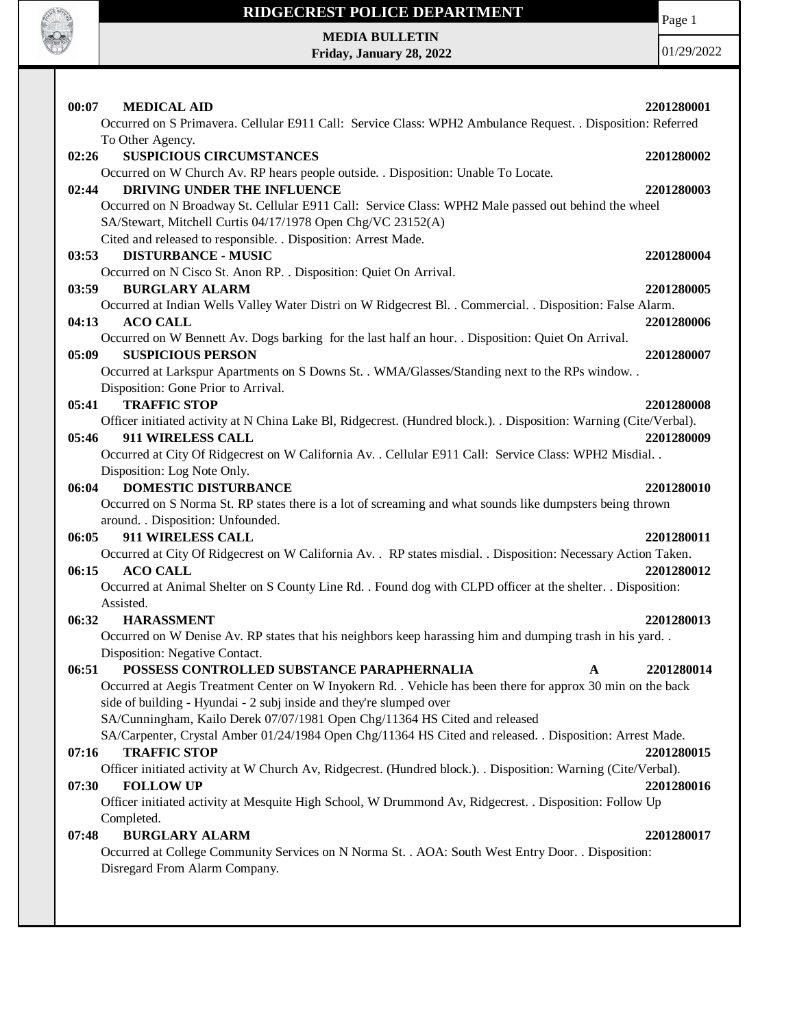# RIDGECREST POLICE DEPARTMENT

**MEDIA BULLETIN**
**Friday, January 28, 2022**

01/29/2022

**00:07 MEDICAL AID** **2201280001**
Occurred on S Primavera. Cellular E911 Call: Service Class: WPH2 Ambulance Request. . Disposition: Referred To Other Agency.

**02:26 SUSPICIOUS CIRCUMSTANCES** **2201280002**
Occurred on W Church Av. RP hears people outside. . Disposition: Unable To Locate.

**02:44 DRIVING UNDER THE INFLUENCE** **2201280003**
Occurred on N Broadway St. Cellular E911 Call: Service Class: WPH2 Male passed out behind the wheel
SA/Stewart, Mitchell Curtis 04/17/1978 Open Chg/VC 23152(A)
Cited and released to responsible. . Disposition: Arrest Made.

**03:53 DISTURBANCE - MUSIC** **2201280004**
Occurred on N Cisco St. Anon RP. . Disposition: Quiet On Arrival.

**03:59 BURGLARY ALARM** **2201280005**
Occurred at Indian Wells Valley Water Distri on W Ridgecrest Bl. . Commercial. . Disposition: False Alarm.

**04:13 ACO CALL** **2201280006**
Occurred on W Bennett Av. Dogs barking for the last half an hour. . Disposition: Quiet On Arrival.

**05:09 SUSPICIOUS PERSON** **2201280007**
Occurred at Larkspur Apartments on S Downs St. . WMA/Glasses/Standing next to the RPs window. . Disposition: Gone Prior to Arrival.

**05:41 TRAFFIC STOP** **2201280008**
Officer initiated activity at N China Lake Bl, Ridgecrest. (Hundred block.). . Disposition: Warning (Cite/Verbal).

**05:46 911 WIRELESS CALL** **2201280009**
Occurred at City Of Ridgecrest on W California Av. . Cellular E911 Call: Service Class: WPH2 Misdial. . Disposition: Log Note Only.

**06:04 DOMESTIC DISTURBANCE** **2201280010**
Occurred on S Norma St. RP states there is a lot of screaming and what sounds like dumpsters being thrown around. . Disposition: Unfounded.

**06:05 911 WIRELESS CALL** **2201280011**
Occurred at City Of Ridgecrest on W California Av. . RP states misdial. . Disposition: Necessary Action Taken.

**06:15 ACO CALL** **2201280012**
Occurred at Animal Shelter on S County Line Rd. . Found dog with CLPD officer at the shelter. . Disposition: Assisted.

**06:32 HARASSMENT** **2201280013**
Occurred on W Denise Av. RP states that his neighbors keep harassing him and dumping trash in his yard. . Disposition: Negative Contact.

**06:51 POSSESS CONTROLLED SUBSTANCE PARAPHERNALIA** **A** **2201280014**
Occurred at Aegis Treatment Center on W Inyokern Rd. . Vehicle has been there for approx 30 min on the back side of building - Hyundai - 2 subj inside and they're slumped over
SA/Cunningham, Kailo Derek 07/07/1981 Open Chg/11364 HS Cited and released
SA/Carpenter, Crystal Amber 01/24/1984 Open Chg/11364 HS Cited and released. . Disposition: Arrest Made.

**07:16 TRAFFIC STOP** **2201280015**
Officer initiated activity at W Church Av, Ridgecrest. (Hundred block.). . Disposition: Warning (Cite/Verbal).

**07:30 FOLLOW UP** **2201280016**
Officer initiated activity at Mesquite High School, W Drummond Av, Ridgecrest. . Disposition: Follow Up Completed.

**07:48 BURGLARY ALARM** **2201280017**
Occurred at College Community Services on N Norma St. . AOA: South West Entry Door. . Disposition: Disregard From Alarm Company.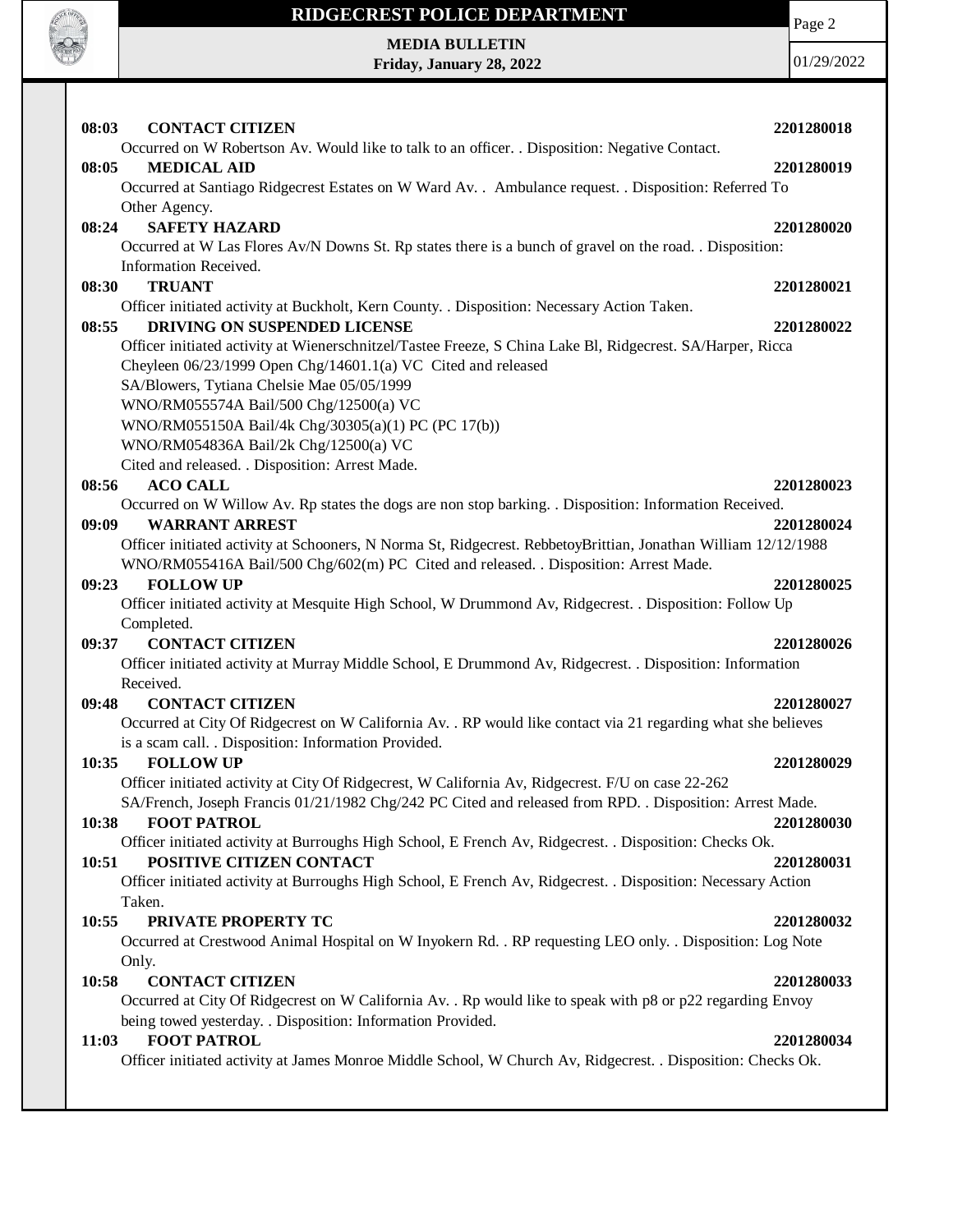**08:03 CONTACT CITIZEN** 2201280018

Occurred on W Robertson Av. Would like to talk to an officer. . Disposition: Negative Contact.

**08:05 MEDICAL AID** 2201280019

Occurred at Santiago Ridgecrest Estates on W Ward Av. . Ambulance request. . Disposition: Referred To Other Agency.

**08:24 SAFETY HAZARD** 2201280020

Occurred at W Las Flores Av/N Downs St. Rp states there is a bunch of gravel on the road. . Disposition: Information Received.

**08:30 TRUANT** 2201280021

Officer initiated activity at Buckholt, Kern County. . Disposition: Necessary Action Taken.

**08:55 DRIVING ON SUSPENDED LICENSE** 2201280022

Officer initiated activity at Wienerschnitzel/Tastee Freeze, S China Lake Bl, Ridgecrest. SA/Harper, Ricca Cheyleen 06/23/1999 Open Chg/14601.1(a) VC Cited and released
SA/Blowers, Tytiana Chelsie Mae 05/05/1999
WNO/RM055574A Bail/500 Chg/12500(a) VC
WNO/RM055150A Bail/4k Chg/30305(a)(1) PC (PC 17(b))
WNO/RM054836A Bail/2k Chg/12500(a) VC
Cited and released. . Disposition: Arrest Made.

**08:56 ACO CALL** 2201280023

Occurred on W Willow Av. Rp states the dogs are non stop barking. . Disposition: Information Received.

**09:09 WARRANT ARREST** 2201280024

Officer initiated activity at Schooners, N Norma St, Ridgecrest. RebbetoyBrittian, Jonathan William 12/12/1988
WNO/RM055416A Bail/500 Chg/602(m) PC Cited and released. . Disposition: Arrest Made.

**09:23 FOLLOW UP** 2201280025

Officer initiated activity at Mesquite High School, W Drummond Av, Ridgecrest. . Disposition: Follow Up Completed.

**09:37 CONTACT CITIZEN** 2201280026

Officer initiated activity at Murray Middle School, E Drummond Av, Ridgecrest. . Disposition: Information Received.

**09:48 CONTACT CITIZEN** 2201280027

Occurred at City Of Ridgecrest on W California Av. . RP would like contact via 21 regarding what she believes is a scam call. . Disposition: Information Provided.

**10:35 FOLLOW UP** 2201280029

Officer initiated activity at City Of Ridgecrest, W California Av, Ridgecrest. F/U on case 22-262
SA/French, Joseph Francis 01/21/1982 Chg/242 PC Cited and released from RPD. . Disposition: Arrest Made.

**10:38 FOOT PATROL** 2201280030

Officer initiated activity at Burroughs High School, E French Av, Ridgecrest. . Disposition: Checks Ok.

**10:51 POSITIVE CITIZEN CONTACT** 2201280031

Officer initiated activity at Burroughs High School, E French Av, Ridgecrest. . Disposition: Necessary Action Taken.

**10:55 PRIVATE PROPERTY TC** 2201280032

Occurred at Crestwood Animal Hospital on W Inyokern Rd. . RP requesting LEO only. . Disposition: Log Note Only.

**10:58 CONTACT CITIZEN** 2201280033

Occurred at City Of Ridgecrest on W California Av. . Rp would like to speak with p8 or p22 regarding Envoy being towed yesterday. . Disposition: Information Provided.

**11:03 FOOT PATROL** 2201280034

Officer initiated activity at James Monroe Middle School, W Church Av, Ridgecrest. . Disposition: Checks Ok.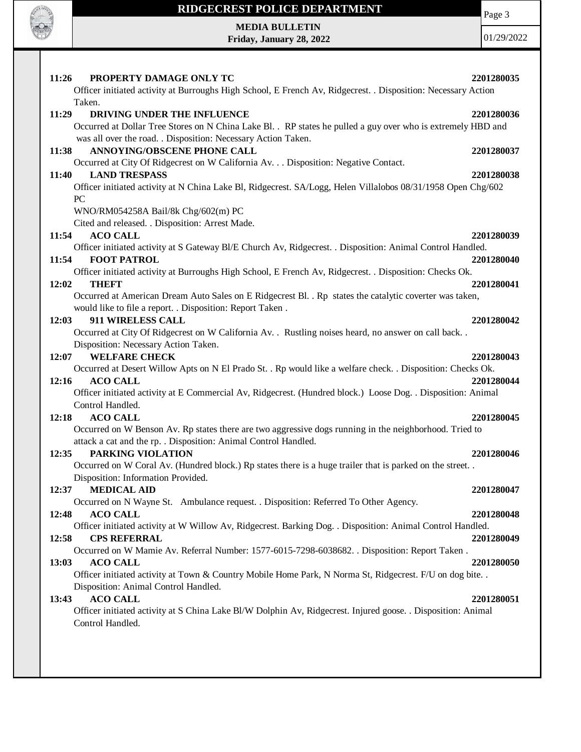**11:26 PROPERTY DAMAGE ONLY TC** **2201280035**

Officer initiated activity at Burroughs High School, E French Av, Ridgecrest. . Disposition: Necessary Action Taken.

**11:29 DRIVING UNDER THE INFLUENCE** **2201280036**

Occurred at Dollar Tree Stores on N China Lake Bl. . RP states he pulled a guy over who is extremely HBD and was all over the road. . Disposition: Necessary Action Taken.

**11:38 ANNOYING/OBSCENE PHONE CALL** **2201280037**

Occurred at City Of Ridgecrest on W California Av. . . Disposition: Negative Contact.

**11:40 LAND TRESPASS** **2201280038**

Officer initiated activity at N China Lake Bl, Ridgecrest. SA/Logg, Helen Villalobos 08/31/1958 Open Chg/602 PC

WNO/RM054258A Bail/8k Chg/602(m) PC

Cited and released. . Disposition: Arrest Made.

**11:54 ACO CALL** **2201280039**

Officer initiated activity at S Gateway Bl/E Church Av, Ridgecrest. . Disposition: Animal Control Handled.

**11:54 FOOT PATROL** **2201280040**

Officer initiated activity at Burroughs High School, E French Av, Ridgecrest. . Disposition: Checks Ok.

**12:02 THEFT** **2201280041**

Occurred at American Dream Auto Sales on E Ridgecrest Bl. . Rp states the catalytic coverter was taken, would like to file a report. . Disposition: Report Taken .

**12:03 911 WIRELESS CALL** **2201280042**

Occurred at City Of Ridgecrest on W California Av. . Rustling noises heard, no answer on call back. . Disposition: Necessary Action Taken.

**12:07 WELFARE CHECK** **2201280043**

Occurred at Desert Willow Apts on N El Prado St. . Rp would like a welfare check. . Disposition: Checks Ok.

**12:16 ACO CALL** **2201280044**

Officer initiated activity at E Commercial Av, Ridgecrest. (Hundred block.) Loose Dog. . Disposition: Animal Control Handled.

**12:18 ACO CALL** **2201280045**

Occurred on W Benson Av. Rp states there are two aggressive dogs running in the neighborhood. Tried to attack a cat and the rp. . Disposition: Animal Control Handled.

**12:35 PARKING VIOLATION** **2201280046**

Occurred on W Coral Av. (Hundred block.) Rp states there is a huge trailer that is parked on the street. . Disposition: Information Provided.

**12:37 MEDICAL AID** **2201280047**

Occurred on N Wayne St. Ambulance request. . Disposition: Referred To Other Agency.

**12:48 ACO CALL** **2201280048**

Officer initiated activity at W Willow Av, Ridgecrest. Barking Dog. . Disposition: Animal Control Handled.

**12:58 CPS REFERRAL** **2201280049**

Occurred on W Mamie Av. Referral Number: 1577-6015-7298-6038682. . Disposition: Report Taken .

**13:03 ACO CALL** **2201280050**

Officer initiated activity at Town & Country Mobile Home Park, N Norma St, Ridgecrest. F/U on dog bite. . Disposition: Animal Control Handled.

**13:43 ACO CALL** **2201280051**

Officer initiated activity at S China Lake Bl/W Dolphin Av, Ridgecrest. Injured goose. . Disposition: Animal Control Handled.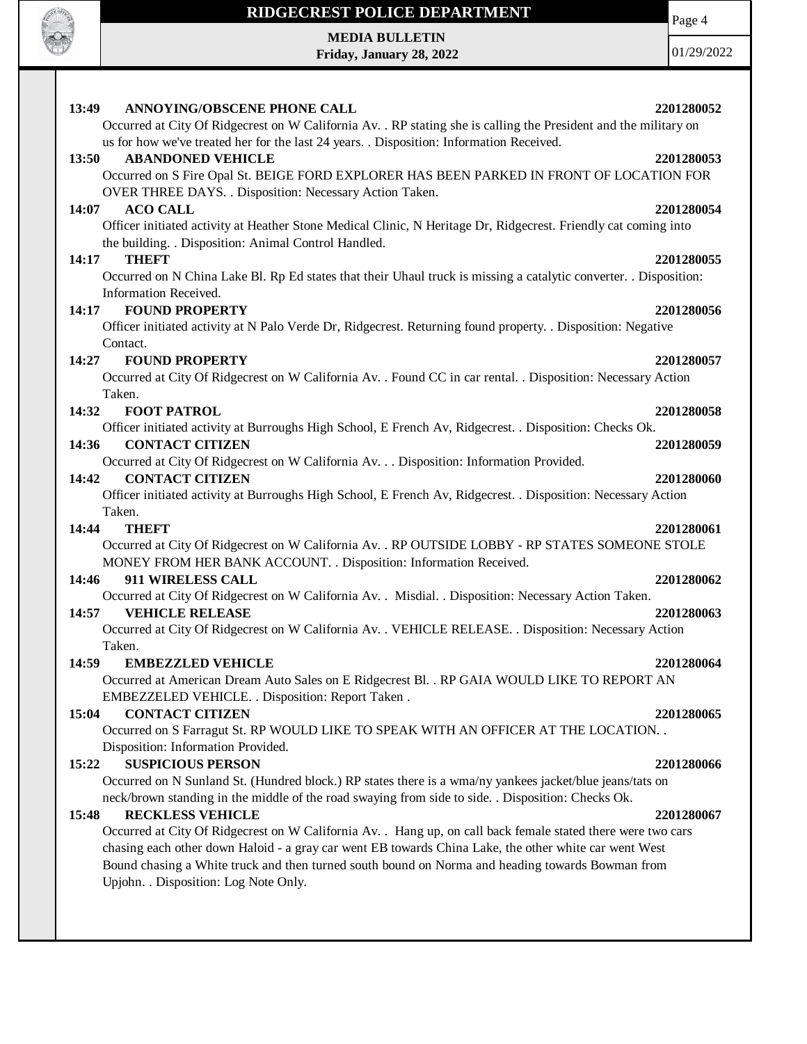**13:49 ANNOYING/OBSCENE PHONE CALL 2201280052**

Occurred at City Of Ridgecrest on W California Av. . RP stating she is calling the President and the military on us for how we've treated her for the last 24 years. . Disposition: Information Received.

**13:50 ABANDONED VEHICLE 2201280053**

Occurred on S Fire Opal St. BEIGE FORD EXPLORER HAS BEEN PARKED IN FRONT OF LOCATION FOR OVER THREE DAYS. . Disposition: Necessary Action Taken.

**14:07 ACO CALL 2201280054**

Officer initiated activity at Heather Stone Medical Clinic, N Heritage Dr, Ridgecrest. Friendly cat coming into the building. . Disposition: Animal Control Handled.

**14:17 THEFT 2201280055**

Occurred on N China Lake Bl. Rp Ed states that their Uhaul truck is missing a catalytic converter. . Disposition: Information Received.

**14:17 FOUND PROPERTY 2201280056**

Officer initiated activity at N Palo Verde Dr, Ridgecrest. Returning found property. . Disposition: Negative Contact.

**14:27 FOUND PROPERTY 2201280057**

Occurred at City Of Ridgecrest on W California Av. . Found CC in car rental. . Disposition: Necessary Action Taken.

**14:32 FOOT PATROL 2201280058**

Officer initiated activity at Burroughs High School, E French Av, Ridgecrest. . Disposition: Checks Ok.

**14:36 CONTACT CITIZEN 2201280059**

Occurred at City Of Ridgecrest on W California Av. . . Disposition: Information Provided.

**14:42 CONTACT CITIZEN 2201280060**

Officer initiated activity at Burroughs High School, E French Av, Ridgecrest. . Disposition: Necessary Action Taken.

**14:44 THEFT 2201280061**

Occurred at City Of Ridgecrest on W California Av. . RP OUTSIDE LOBBY - RP STATES SOMEONE STOLE MONEY FROM HER BANK ACCOUNT. . Disposition: Information Received.

**14:46 911 WIRELESS CALL 2201280062**

Occurred at City Of Ridgecrest on W California Av. . Misdial. . Disposition: Necessary Action Taken.

**14:57 VEHICLE RELEASE 2201280063**

Occurred at City Of Ridgecrest on W California Av. . VEHICLE RELEASE. . Disposition: Necessary Action Taken.

**14:59 EMBEZZLED VEHICLE 2201280064**

Occurred at American Dream Auto Sales on E Ridgecrest Bl. . RP GAIA WOULD LIKE TO REPORT AN EMBEZZELED VEHICLE. . Disposition: Report Taken .

**15:04 CONTACT CITIZEN 2201280065**

Occurred on S Farragut St. RP WOULD LIKE TO SPEAK WITH AN OFFICER AT THE LOCATION. . Disposition: Information Provided.

**15:22 SUSPICIOUS PERSON 2201280066**

Occurred on N Sunland St. (Hundred block.) RP states there is a wma/ny yankees jacket/blue jeans/tats on neck/brown standing in the middle of the road swaying from side to side. . Disposition: Checks Ok.

**15:48 RECKLESS VEHICLE 2201280067**

Occurred at City Of Ridgecrest on W California Av. . Hang up, on call back female stated there were two cars chasing each other down Haloid - a gray car went EB towards China Lake, the other white car went West Bound chasing a White truck and then turned south bound on Norma and heading towards Bowman from Upjohn. . Disposition: Log Note Only.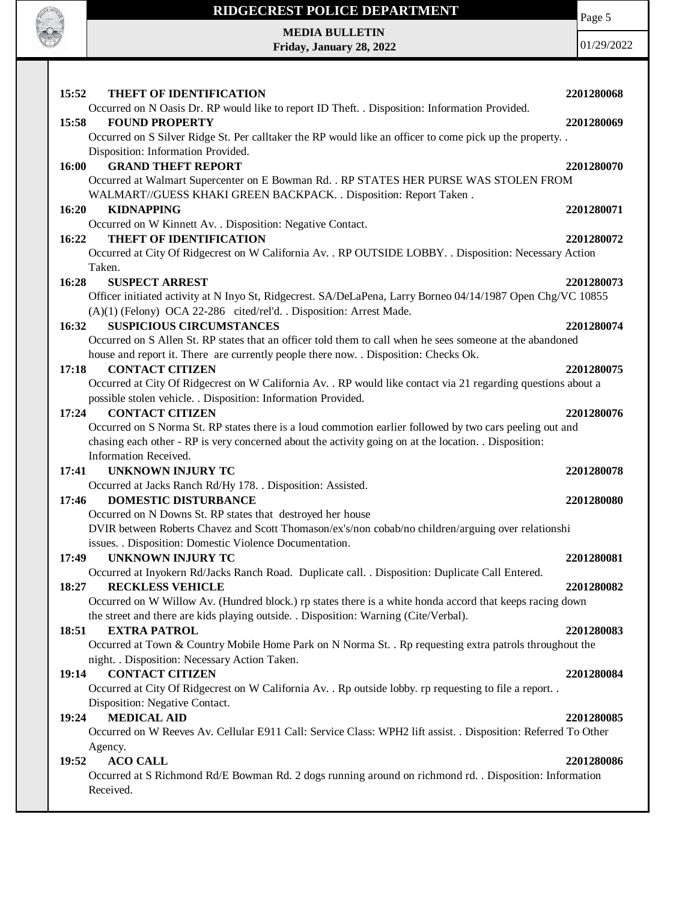**15:52 THEFT OF IDENTIFICATION 2201280068**

Occurred on N Oasis Dr. RP would like to report ID Theft. . Disposition: Information Provided.

**15:58 FOUND PROPERTY 2201280069**

Occurred on S Silver Ridge St. Per calltaker the RP would like an officer to come pick up the property. . Disposition: Information Provided.

**16:00 GRAND THEFT REPORT 2201280070**

Occurred at Walmart Supercenter on E Bowman Rd. . RP STATES HER PURSE WAS STOLEN FROM WALMART//GUESS KHAKI GREEN BACKPACK. . Disposition: Report Taken .

**16:20 KIDNAPPING 2201280071**

Occurred on W Kinnett Av. . Disposition: Negative Contact.

**16:22 THEFT OF IDENTIFICATION 2201280072**

Occurred at City Of Ridgecrest on W California Av. . RP OUTSIDE LOBBY. . Disposition: Necessary Action Taken.

**16:28 SUSPECT ARREST 2201280073**

Officer initiated activity at N Inyo St, Ridgecrest. SA/DeLaPena, Larry Borneo 04/14/1987 Open Chg/VC 10855 (A)(1) (Felony) OCA 22-286 cited/rel'd. . Disposition: Arrest Made.

**16:32 SUSPICIOUS CIRCUMSTANCES 2201280074**

Occurred on S Allen St. RP states that an officer told them to call when he sees someone at the abandoned house and report it. There are currently people there now. . Disposition: Checks Ok.

**17:18 CONTACT CITIZEN 2201280075**

Occurred at City Of Ridgecrest on W California Av. . RP would like contact via 21 regarding questions about a possible stolen vehicle. . Disposition: Information Provided.

**17:24 CONTACT CITIZEN 2201280076**

Occurred on S Norma St. RP states there is a loud commotion earlier followed by two cars peeling out and chasing each other - RP is very concerned about the activity going on at the location. . Disposition: Information Received.

**17:41 UNKNOWN INJURY TC 2201280078**

Occurred at Jacks Ranch Rd/Hy 178. . Disposition: Assisted.

**17:46 DOMESTIC DISTURBANCE 2201280080**

Occurred on N Downs St. RP states that destroyed her house
DVIR between Roberts Chavez and Scott Thomason/ex's/non cobab/no children/arguing over relationshi issues. . Disposition: Domestic Violence Documentation.

**17:49 UNKNOWN INJURY TC 2201280081**

Occurred at Inyokern Rd/Jacks Ranch Road. Duplicate call. . Disposition: Duplicate Call Entered.

**18:27 RECKLESS VEHICLE 2201280082**

Occurred on W Willow Av. (Hundred block.) rp states there is a white honda accord that keeps racing down the street and there are kids playing outside. . Disposition: Warning (Cite/Verbal).

**18:51 EXTRA PATROL 2201280083**

Occurred at Town & Country Mobile Home Park on N Norma St. . Rp requesting extra patrols throughout the night. . Disposition: Necessary Action Taken.

**19:14 CONTACT CITIZEN 2201280084**

Occurred at City Of Ridgecrest on W California Av. . Rp outside lobby. rp requesting to file a report. . Disposition: Negative Contact.

**19:24 MEDICAL AID 2201280085**

Occurred on W Reeves Av. Cellular E911 Call: Service Class: WPH2 lift assist. . Disposition: Referred To Other Agency.

**19:52 ACO CALL 2201280086**

Occurred at S Richmond Rd/E Bowman Rd. 2 dogs running around on richmond rd. . Disposition: Information Received.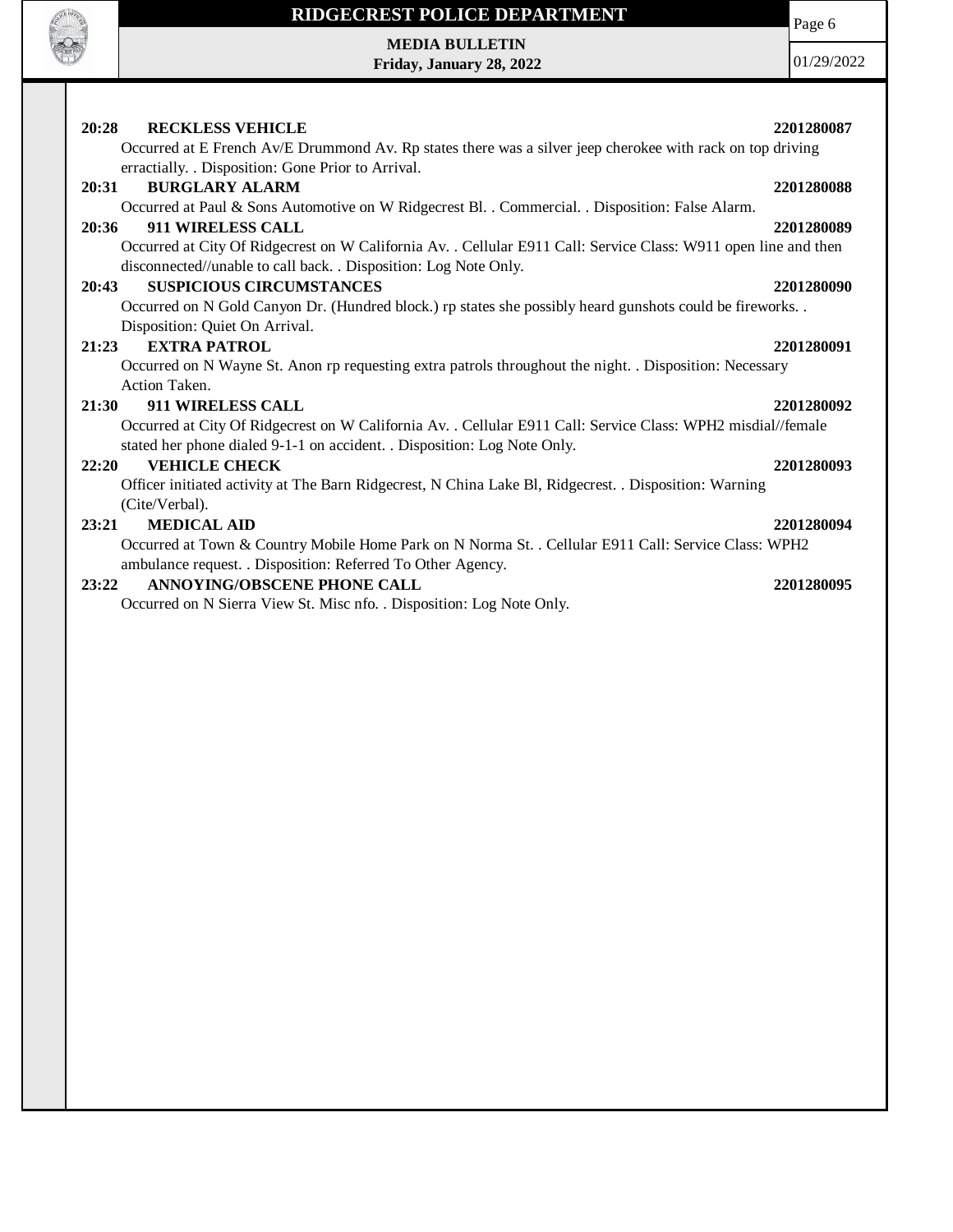**20:28 RECKLESS VEHICLE 2201280087**

Occurred at E French Av/E Drummond Av. Rp states there was a silver jeep cherokee with rack on top driving erractially. . Disposition: Gone Prior to Arrival.

**20:31 BURGLARY ALARM 2201280088**

Occurred at Paul & Sons Automotive on W Ridgecrest Bl. . Commercial. . Disposition: False Alarm.

**20:36 911 WIRELESS CALL 2201280089**

Occurred at City Of Ridgecrest on W California Av. . Cellular E911 Call: Service Class: W911 open line and then disconnected//unable to call back. . Disposition: Log Note Only.

**20:43 SUSPICIOUS CIRCUMSTANCES 2201280090**

Occurred on N Gold Canyon Dr. (Hundred block.) rp states she possibly heard gunshots could be fireworks. . Disposition: Quiet On Arrival.

**21:23 EXTRA PATROL 2201280091**

Occurred on N Wayne St. Anon rp requesting extra patrols throughout the night. . Disposition: Necessary Action Taken.

**21:30 911 WIRELESS CALL 2201280092**

Occurred at City Of Ridgecrest on W California Av. . Cellular E911 Call: Service Class: WPH2 misdial//female stated her phone dialed 9-1-1 on accident. . Disposition: Log Note Only.

**22:20 VEHICLE CHECK 2201280093**

Officer initiated activity at The Barn Ridgecrest, N China Lake Bl, Ridgecrest. . Disposition: Warning (Cite/Verbal).

**23:21 MEDICAL AID 2201280094**

Occurred at Town & Country Mobile Home Park on N Norma St. . Cellular E911 Call: Service Class: WPH2 ambulance request. . Disposition: Referred To Other Agency.

**23:22 ANNOYING/OBSCENE PHONE CALL 2201280095**

Occurred on N Sierra View St. Misc nfo. . Disposition: Log Note Only.